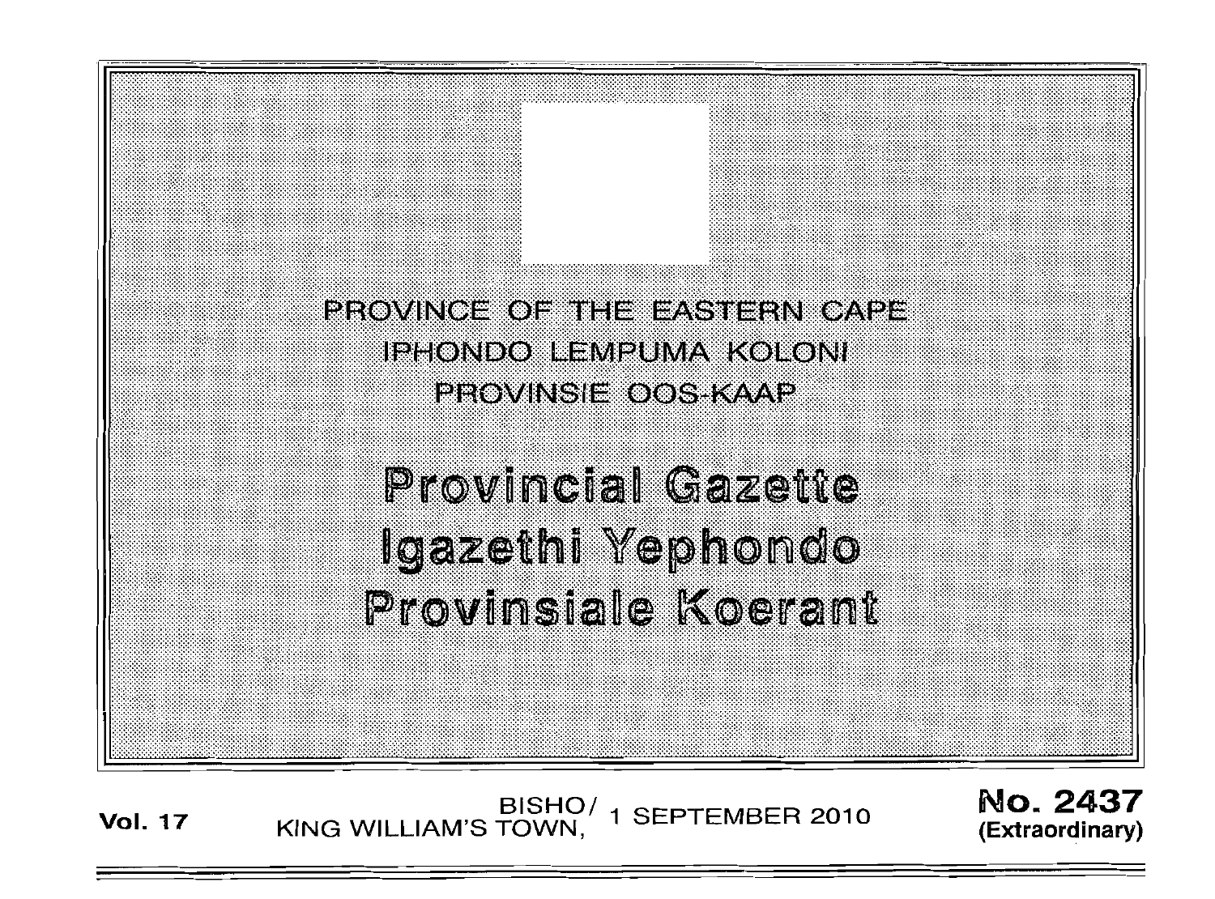PROVINCE OF THE EASTERN CAPE
IPHONDO LEMPUMA KOLONI
PROVINSIE OOS-KAAP

# Provincial Gazette
# Igazethi Yephondo
# Provinsiale Koerant

**Vol. 17** BISHO/ KING WILLIAM'S TOWN, 1 SEPTEMBER 2010 **No. 2437 (Extraordinary)**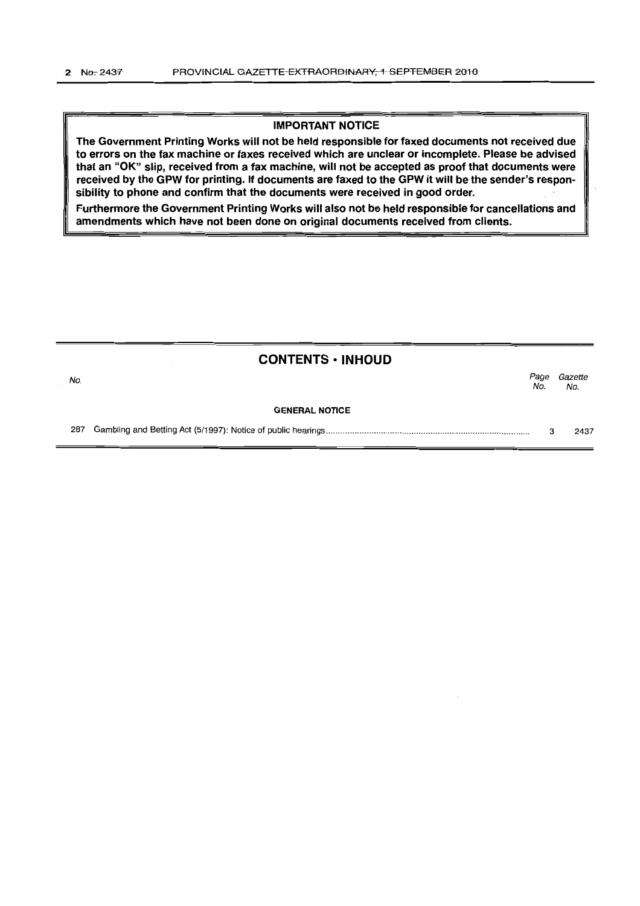**IMPORTANT NOTICE**

**The Government Printing Works will not be held responsible for faxed documents not received due to errors on the fax machine or faxes received which are unclear or incomplete. Please be advised that an "OK" slip, received from a fax machine, will not be accepted as proof that documents were received by the GPW for printing. If documents are faxed to the GPW it will be the sender's responsibility to phone and confirm that the documents were received in good order.**

**Furthermore the Government Printing Works will also not be held responsible for cancellations and amendments which have not been done on original documents received from clients.**

## CONTENTS • INHOUD

| *No.* | | *Page No.* | *Gazette No.* |
|---|---|---|---|
| | **GENERAL NOTICE** | | |
| 287 | Gambling and Betting Act (5/1997): Notice of public hearings | 3 | 2437 |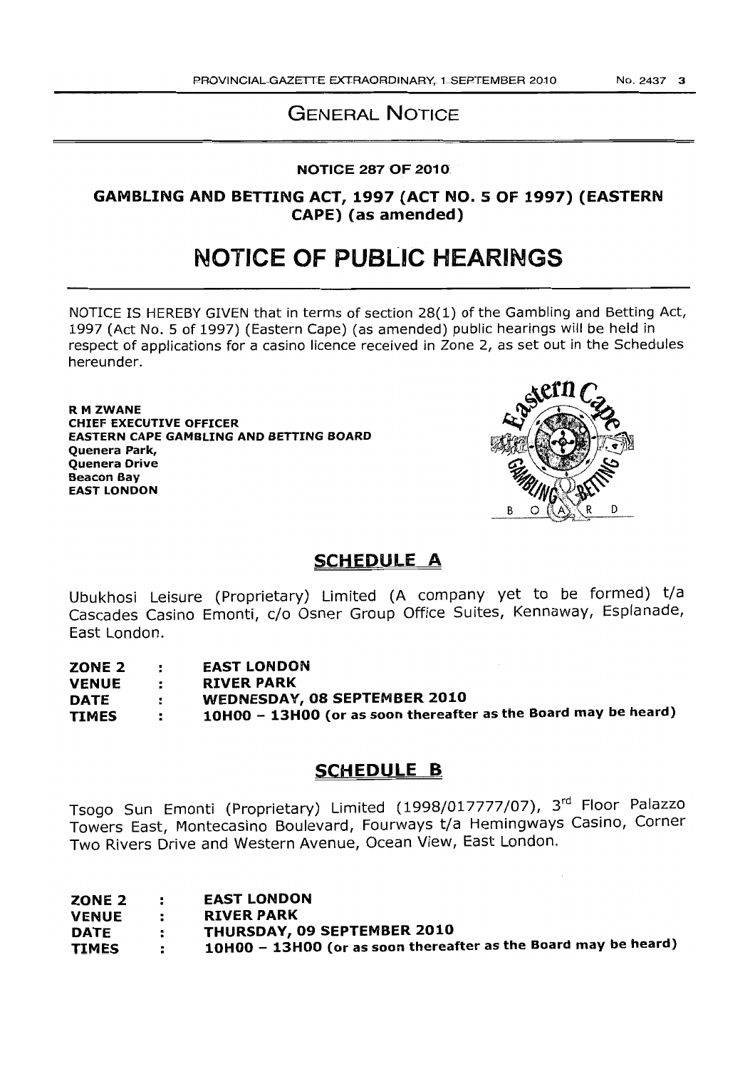## General Notice

**NOTICE 287 OF 2010**

**GAMBLING AND BETTING ACT, 1997 (ACT NO. 5 OF 1997) (EASTERN CAPE) (as amended)**

# NOTICE OF PUBLIC HEARINGS

NOTICE IS HEREBY GIVEN that in terms of section 28(1) of the Gambling and Betting Act, 1997 (Act No. 5 of 1997) (Eastern Cape) (as amended) public hearings will be held in respect of applications for a casino licence received in Zone 2, as set out in the Schedules hereunder.

**R M ZWANE**
**CHIEF EXECUTIVE OFFICER**
**EASTERN CAPE GAMBLING AND BETTING BOARD**
**Quenera Park,**
**Quenera Drive**
**Beacon Bay**
**EAST LONDON**

## SCHEDULE A

Ubukhosi Leisure (Proprietary) Limited (A company yet to be formed) t/a Cascades Casino Emonti, c/o Osner Group Office Suites, Kennaway, Esplanade, East London.

| | | |
|---|---|---|
| **ZONE 2** | : | **EAST LONDON** |
| **VENUE** | : | **RIVER PARK** |
| **DATE** | : | **WEDNESDAY, 08 SEPTEMBER 2010** |
| **TIMES** | : | **10H00 – 13H00 (or as soon thereafter as the Board may be heard)** |

## SCHEDULE B

Tsogo Sun Emonti (Proprietary) Limited (1998/017777/07), 3rd Floor Palazzo Towers East, Montecasino Boulevard, Fourways t/a Hemingways Casino, Corner Two Rivers Drive and Western Avenue, Ocean View, East London.

| | | |
|---|---|---|
| **ZONE 2** | : | **EAST LONDON** |
| **VENUE** | : | **RIVER PARK** |
| **DATE** | : | **THURSDAY, 09 SEPTEMBER 2010** |
| **TIMES** | : | **10H00 – 13H00 (or as soon thereafter as the Board may be heard)** |